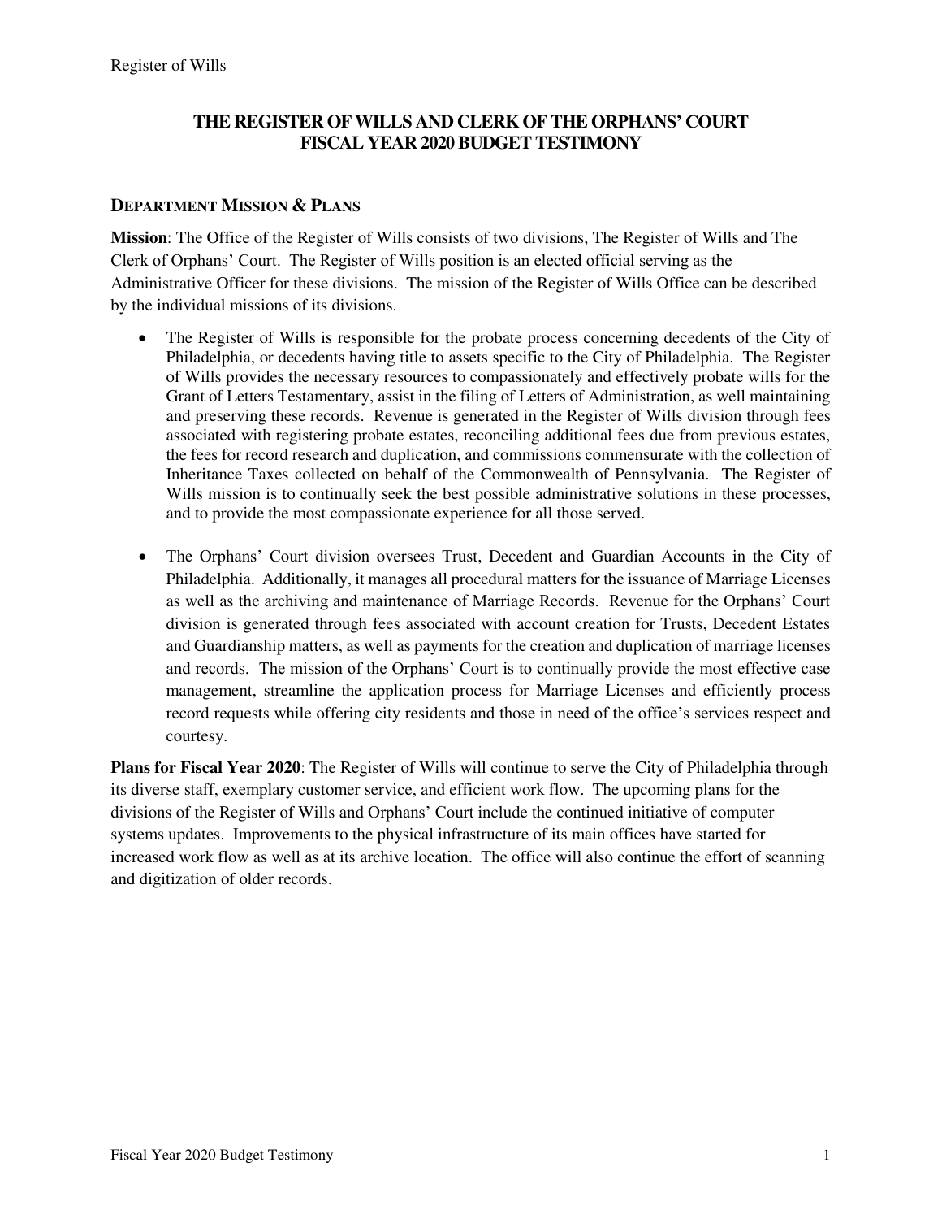# THE REGISTER OF WILLS AND CLERK OF THE ORPHANS' COURT
# FISCAL YEAR 2020 BUDGET TESTIMONY

## DEPARTMENT MISSION & PLANS

**Mission**: The Office of the Register of Wills consists of two divisions, The Register of Wills and The Clerk of Orphans' Court. The Register of Wills position is an elected official serving as the Administrative Officer for these divisions. The mission of the Register of Wills Office can be described by the individual missions of its divisions.

- The Register of Wills is responsible for the probate process concerning decedents of the City of Philadelphia, or decedents having title to assets specific to the City of Philadelphia. The Register of Wills provides the necessary resources to compassionately and effectively probate wills for the Grant of Letters Testamentary, assist in the filing of Letters of Administration, as well maintaining and preserving these records. Revenue is generated in the Register of Wills division through fees associated with registering probate estates, reconciling additional fees due from previous estates, the fees for record research and duplication, and commissions commensurate with the collection of Inheritance Taxes collected on behalf of the Commonwealth of Pennsylvania. The Register of Wills mission is to continually seek the best possible administrative solutions in these processes, and to provide the most compassionate experience for all those served.

- The Orphans' Court division oversees Trust, Decedent and Guardian Accounts in the City of Philadelphia. Additionally, it manages all procedural matters for the issuance of Marriage Licenses as well as the archiving and maintenance of Marriage Records. Revenue for the Orphans' Court division is generated through fees associated with account creation for Trusts, Decedent Estates and Guardianship matters, as well as payments for the creation and duplication of marriage licenses and records. The mission of the Orphans' Court is to continually provide the most effective case management, streamline the application process for Marriage Licenses and efficiently process record requests while offering city residents and those in need of the office's services respect and courtesy.

**Plans for Fiscal Year 2020**: The Register of Wills will continue to serve the City of Philadelphia through its diverse staff, exemplary customer service, and efficient work flow. The upcoming plans for the divisions of the Register of Wills and Orphans' Court include the continued initiative of computer systems updates. Improvements to the physical infrastructure of its main offices have started for increased work flow as well as at its archive location. The office will also continue the effort of scanning and digitization of older records.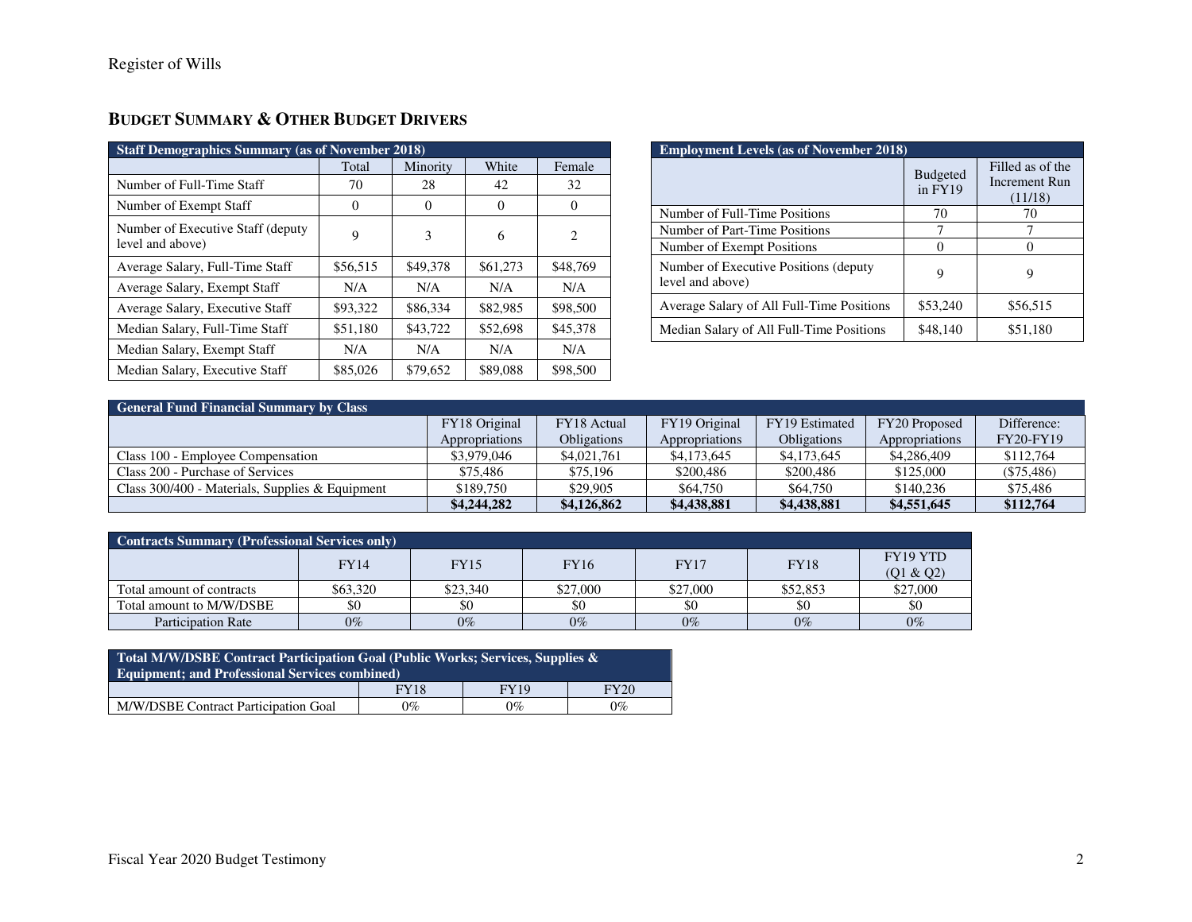## BUDGET SUMMARY & OTHER BUDGET DRIVERS

| Staff Demographics Summary (as of November 2018) | | | | |
|---|---|---|---|---|
| | Total | Minority | White | Female |
| Number of Full-Time Staff | 70 | 28 | 42 | 32 |
| Number of Exempt Staff | 0 | 0 | 0 | 0 |
| Number of Executive Staff (deputy level and above) | 9 | 3 | 6 | 2 |
| Average Salary, Full-Time Staff | $56,515 | $49,378 | $61,273 | $48,769 |
| Average Salary, Exempt Staff | N/A | N/A | N/A | N/A |
| Average Salary, Executive Staff | $93,322 | $86,334 | $82,985 | $98,500 |
| Median Salary, Full-Time Staff | $51,180 | $43,722 | $52,698 | $45,378 |
| Median Salary, Exempt Staff | N/A | N/A | N/A | N/A |
| Median Salary, Executive Staff | $85,026 | $79,652 | $89,088 | $98,500 |

| Employment Levels (as of November 2018) | | |
|---|---|---|
| | Budgeted in FY19 | Filled as of the Increment Run (11/18) |
| Number of Full-Time Positions | 70 | 70 |
| Number of Part-Time Positions | 7 | 7 |
| Number of Exempt Positions | 0 | 0 |
| Number of Executive Positions (deputy level and above) | 9 | 9 |
| Average Salary of All Full-Time Positions | $53,240 | $56,515 |
| Median Salary of All Full-Time Positions | $48,140 | $51,180 |

| General Fund Financial Summary by Class | | | | | | |
|---|---|---|---|---|---|---|
| | FY18 Original Appropriations | FY18 Actual Obligations | FY19 Original Appropriations | FY19 Estimated Obligations | FY20 Proposed Appropriations | Difference: FY20-FY19 |
| Class 100 - Employee Compensation | $3,979,046 | $4,021,761 | $4,173,645 | $4,173,645 | $4,286,409 | $112,764 |
| Class 200 - Purchase of Services | $75,486 | $75,196 | $200,486 | $200,486 | $125,000 | ($75,486) |
| Class 300/400 - Materials, Supplies & Equipment | $189,750 | $29,905 | $64,750 | $64,750 | $140,236 | $75,486 |
| | **$4,244,282** | **$4,126,862** | **$4,438,881** | **$4,438,881** | **$4,551,645** | **$112,764** |

| Contracts Summary (Professional Services only) | | | | | | |
|---|---|---|---|---|---|---|
| | FY14 | FY15 | FY16 | FY17 | FY18 | FY19 YTD (Q1 & Q2) |
| Total amount of contracts | $63,320 | $23,340 | $27,000 | $27,000 | $52,853 | $27,000 |
| Total amount to M/W/DSBE | $0 | $0 | $0 | $0 | $0 | $0 |
| Participation Rate | 0% | 0% | 0% | 0% | 0% | 0% |

| Total M/W/DSBE Contract Participation Goal (Public Works; Services, Supplies & Equipment; and Professional Services combined) | | | |
|---|---|---|---|
| | FY18 | FY19 | FY20 |
| M/W/DSBE Contract Participation Goal | 0% | 0% | 0% |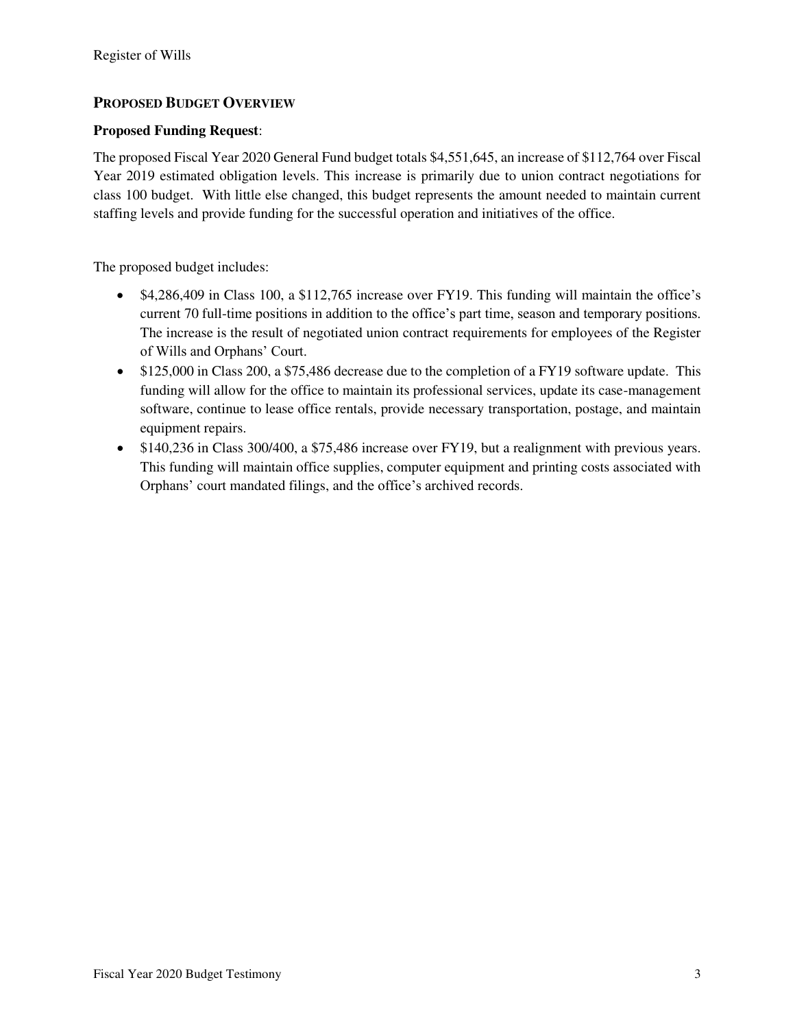## PROPOSED BUDGET OVERVIEW

**Proposed Funding Request**:

The proposed Fiscal Year 2020 General Fund budget totals $4,551,645, an increase of $112,764 over Fiscal Year 2019 estimated obligation levels. This increase is primarily due to union contract negotiations for class 100 budget. With little else changed, this budget represents the amount needed to maintain current staffing levels and provide funding for the successful operation and initiatives of the office.

The proposed budget includes:

- $4,286,409 in Class 100, a $112,765 increase over FY19. This funding will maintain the office's current 70 full-time positions in addition to the office's part time, season and temporary positions. The increase is the result of negotiated union contract requirements for employees of the Register of Wills and Orphans' Court.
- $125,000 in Class 200, a $75,486 decrease due to the completion of a FY19 software update. This funding will allow for the office to maintain its professional services, update its case-management software, continue to lease office rentals, provide necessary transportation, postage, and maintain equipment repairs.
- $140,236 in Class 300/400, a $75,486 increase over FY19, but a realignment with previous years. This funding will maintain office supplies, computer equipment and printing costs associated with Orphans' court mandated filings, and the office's archived records.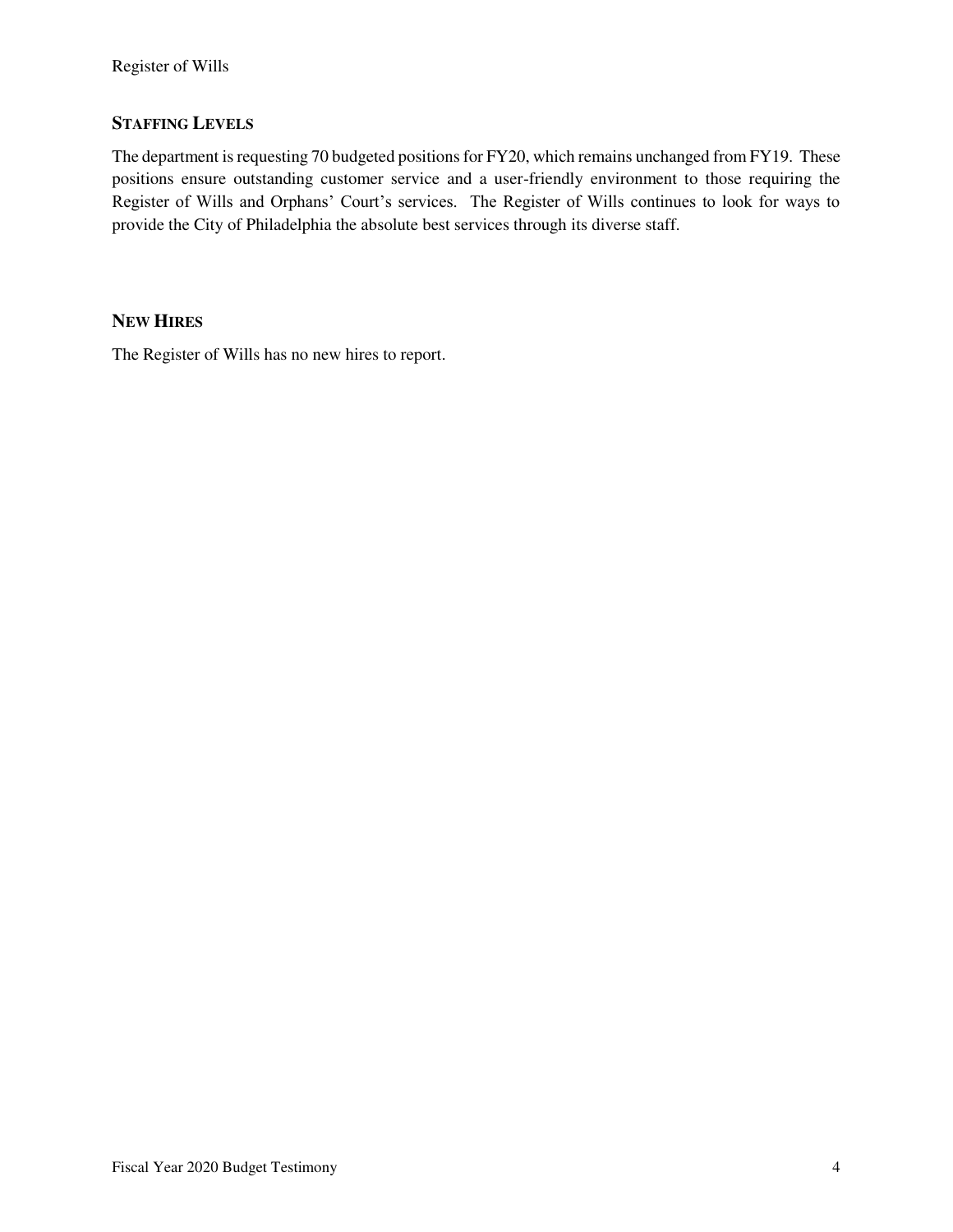## STAFFING LEVELS

The department is requesting 70 budgeted positions for FY20, which remains unchanged from FY19. These positions ensure outstanding customer service and a user-friendly environment to those requiring the Register of Wills and Orphans' Court's services. The Register of Wills continues to look for ways to provide the City of Philadelphia the absolute best services through its diverse staff.

## NEW HIRES

The Register of Wills has no new hires to report.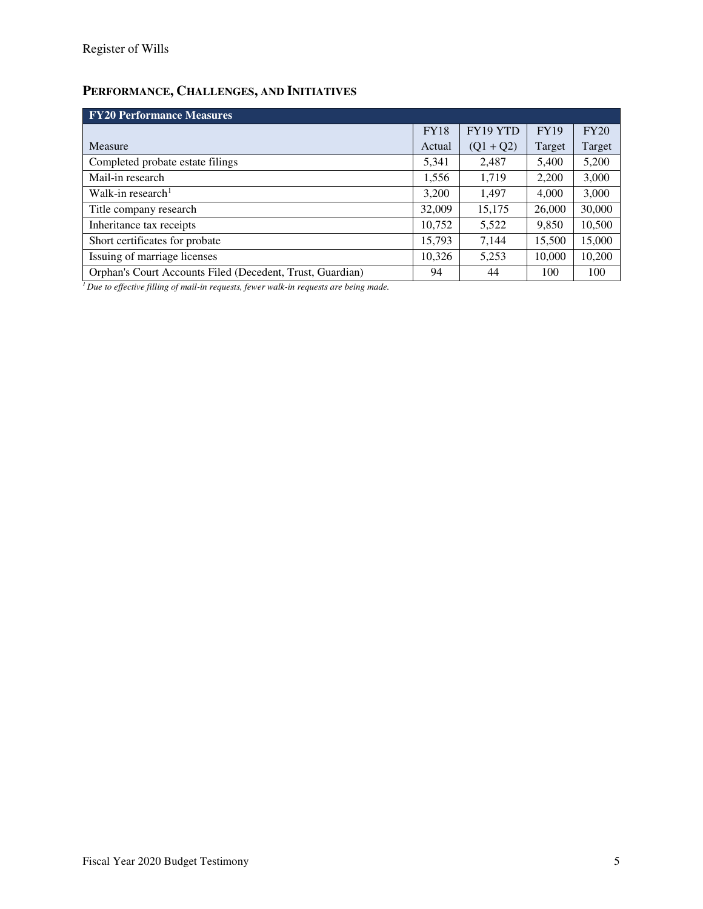## PERFORMANCE, CHALLENGES, AND INITIATIVES

| FY20 Performance Measures | | | | |
|---|---|---|---|---|
| Measure | FY18 Actual | FY19 YTD (Q1 + Q2) | FY19 Target | FY20 Target |
| Completed probate estate filings | 5,341 | 2,487 | 5,400 | 5,200 |
| Mail-in research | 1,556 | 1,719 | 2,200 | 3,000 |
| Walk-in research[1] | 3,200 | 1,497 | 4,000 | 3,000 |
| Title company research | 32,009 | 15,175 | 26,000 | 30,000 |
| Inheritance tax receipts | 10,752 | 5,522 | 9,850 | 10,500 |
| Short certificates for probate | 15,793 | 7,144 | 15,500 | 15,000 |
| Issuing of marriage licenses | 10,326 | 5,253 | 10,000 | 10,200 |
| Orphan's Court Accounts Filed (Decedent, Trust, Guardian) | 94 | 44 | 100 | 100 |

*[1] Due to effective filling of mail-in requests, fewer walk-in requests are being made.*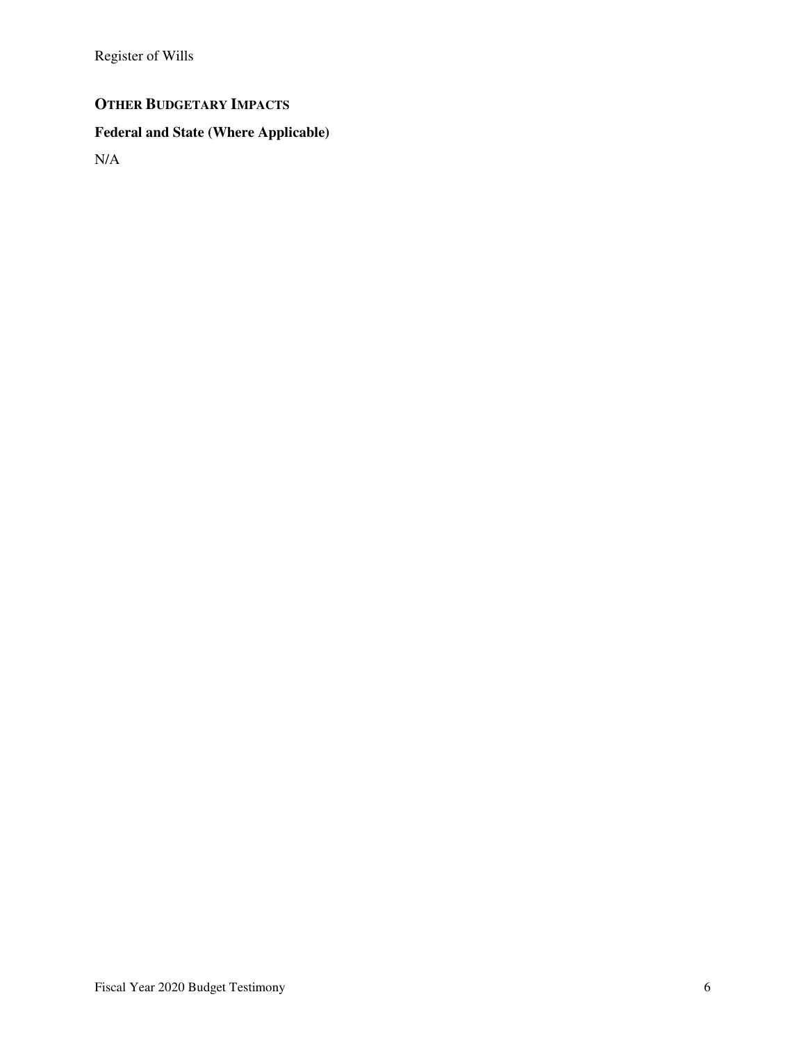## OTHER BUDGETARY IMPACTS

### Federal and State (Where Applicable)

N/A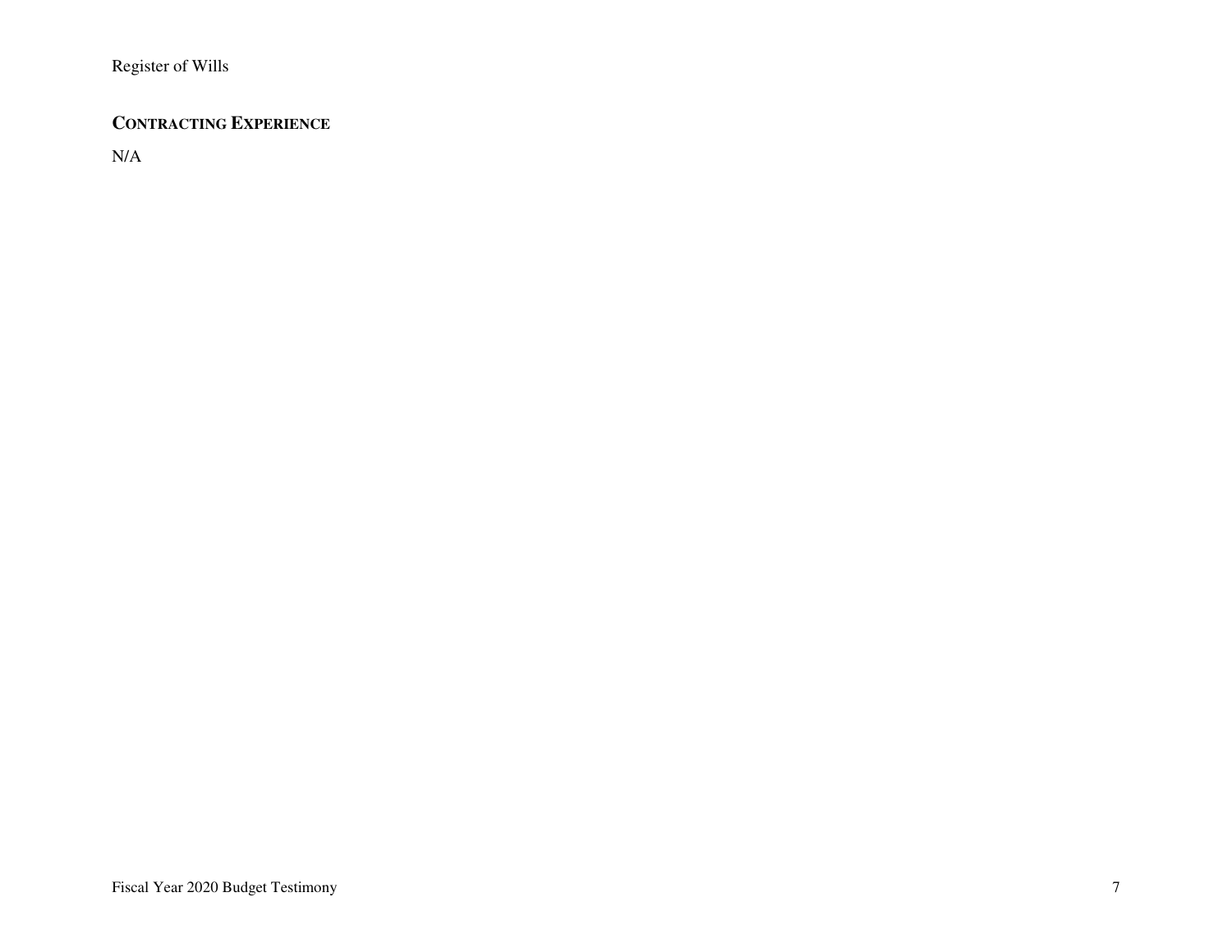## CONTRACTING EXPERIENCE

N/A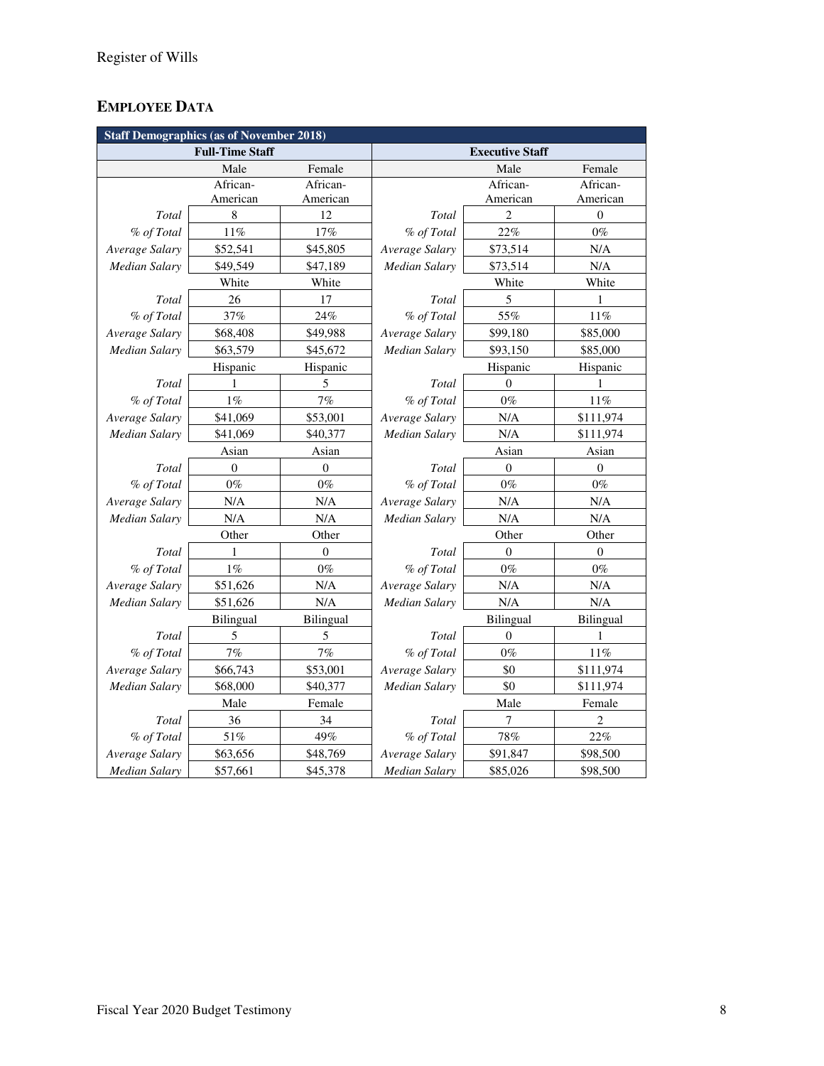## EMPLOYEE DATA

| Staff Demographics (as of November 2018) | | | | | |
|---|---|---|---|---|---|
| Full-Time Staff | | | Executive Staff | | |
| | Male | Female | | Male | Female |
| | African-American | African-American | | African-American | African-American |
| *Total* | 8 | 12 | *Total* | 2 | 0 |
| *% of Total* | 11% | 17% | *% of Total* | 22% | 0% |
| *Average Salary* | $52,541 | $45,805 | *Average Salary* | $73,514 | N/A |
| *Median Salary* | $49,549 | $47,189 | *Median Salary* | $73,514 | N/A |
| | White | White | | White | White |
| *Total* | 26 | 17 | *Total* | 5 | 1 |
| *% of Total* | 37% | 24% | *% of Total* | 55% | 11% |
| *Average Salary* | $68,408 | $49,988 | *Average Salary* | $99,180 | $85,000 |
| *Median Salary* | $63,579 | $45,672 | *Median Salary* | $93,150 | $85,000 |
| | Hispanic | Hispanic | | Hispanic | Hispanic |
| *Total* | 1 | 5 | *Total* | 0 | 1 |
| *% of Total* | 1% | 7% | *% of Total* | 0% | 11% |
| *Average Salary* | $41,069 | $53,001 | *Average Salary* | N/A | $111,974 |
| *Median Salary* | $41,069 | $40,377 | *Median Salary* | N/A | $111,974 |
| | Asian | Asian | | Asian | Asian |
| *Total* | 0 | 0 | *Total* | 0 | 0 |
| *% of Total* | 0% | 0% | *% of Total* | 0% | 0% |
| *Average Salary* | N/A | N/A | *Average Salary* | N/A | N/A |
| *Median Salary* | N/A | N/A | *Median Salary* | N/A | N/A |
| | Other | Other | | Other | Other |
| *Total* | 1 | 0 | *Total* | 0 | 0 |
| *% of Total* | 1% | 0% | *% of Total* | 0% | 0% |
| *Average Salary* | $51,626 | N/A | *Average Salary* | N/A | N/A |
| *Median Salary* | $51,626 | N/A | *Median Salary* | N/A | N/A |
| | Bilingual | Bilingual | | Bilingual | Bilingual |
| *Total* | 5 | 5 | *Total* | 0 | 1 |
| *% of Total* | 7% | 7% | *% of Total* | 0% | 11% |
| *Average Salary* | $66,743 | $53,001 | *Average Salary* | $0 | $111,974 |
| *Median Salary* | $68,000 | $40,377 | *Median Salary* | $0 | $111,974 |
| | Male | Female | | Male | Female |
| *Total* | 36 | 34 | *Total* | 7 | 2 |
| *% of Total* | 51% | 49% | *% of Total* | 78% | 22% |
| *Average Salary* | $63,656 | $48,769 | *Average Salary* | $91,847 | $98,500 |
| *Median Salary* | $57,661 | $45,378 | *Median Salary* | $85,026 | $98,500 |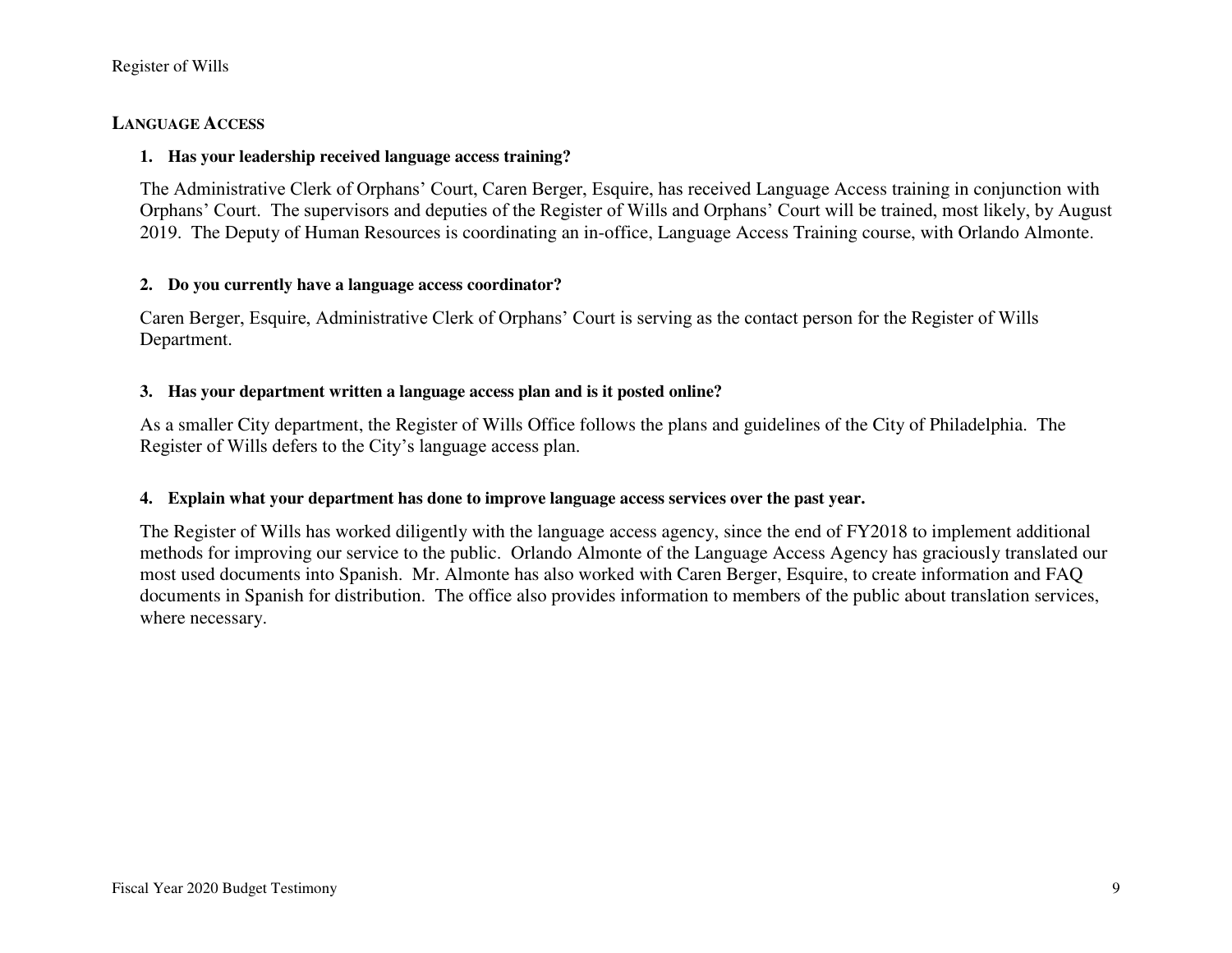## LANGUAGE ACCESS

**1. Has your leadership received language access training?**

The Administrative Clerk of Orphans' Court, Caren Berger, Esquire, has received Language Access training in conjunction with Orphans' Court. The supervisors and deputies of the Register of Wills and Orphans' Court will be trained, most likely, by August 2019. The Deputy of Human Resources is coordinating an in-office, Language Access Training course, with Orlando Almonte.

**2. Do you currently have a language access coordinator?**

Caren Berger, Esquire, Administrative Clerk of Orphans' Court is serving as the contact person for the Register of Wills Department.

**3. Has your department written a language access plan and is it posted online?**

As a smaller City department, the Register of Wills Office follows the plans and guidelines of the City of Philadelphia. The Register of Wills defers to the City's language access plan.

**4. Explain what your department has done to improve language access services over the past year.**

The Register of Wills has worked diligently with the language access agency, since the end of FY2018 to implement additional methods for improving our service to the public. Orlando Almonte of the Language Access Agency has graciously translated our most used documents into Spanish. Mr. Almonte has also worked with Caren Berger, Esquire, to create information and FAQ documents in Spanish for distribution. The office also provides information to members of the public about translation services, where necessary.